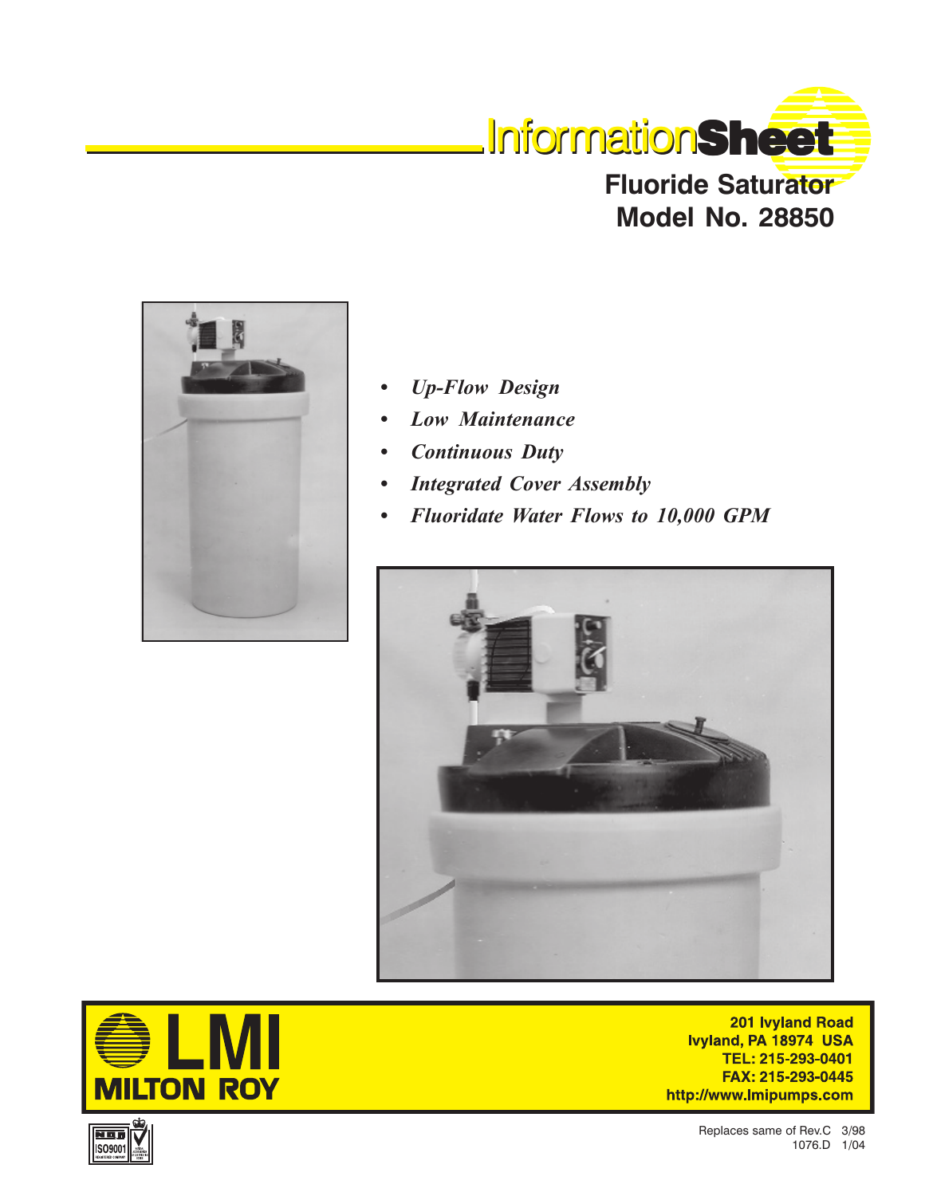# InformationSheet

## Fluoride Saturator
## Model No. 28850

- *Up-Flow Design*
- *Low Maintenance*
- *Continuous Duty*
- *Integrated Cover Assembly*
- *Fluoridate Water Flows to 10,000 GPM*

**LMI**
**MILTON ROY**

**201 Ivyland Road**
**Ivyland, PA 18974 USA**
**TEL: 215-293-0401**
**FAX: 215-293-0445**
**http://www.lmipumps.com**

ISO9001

Replaces same of Rev.C 3/98
1076.D 1/04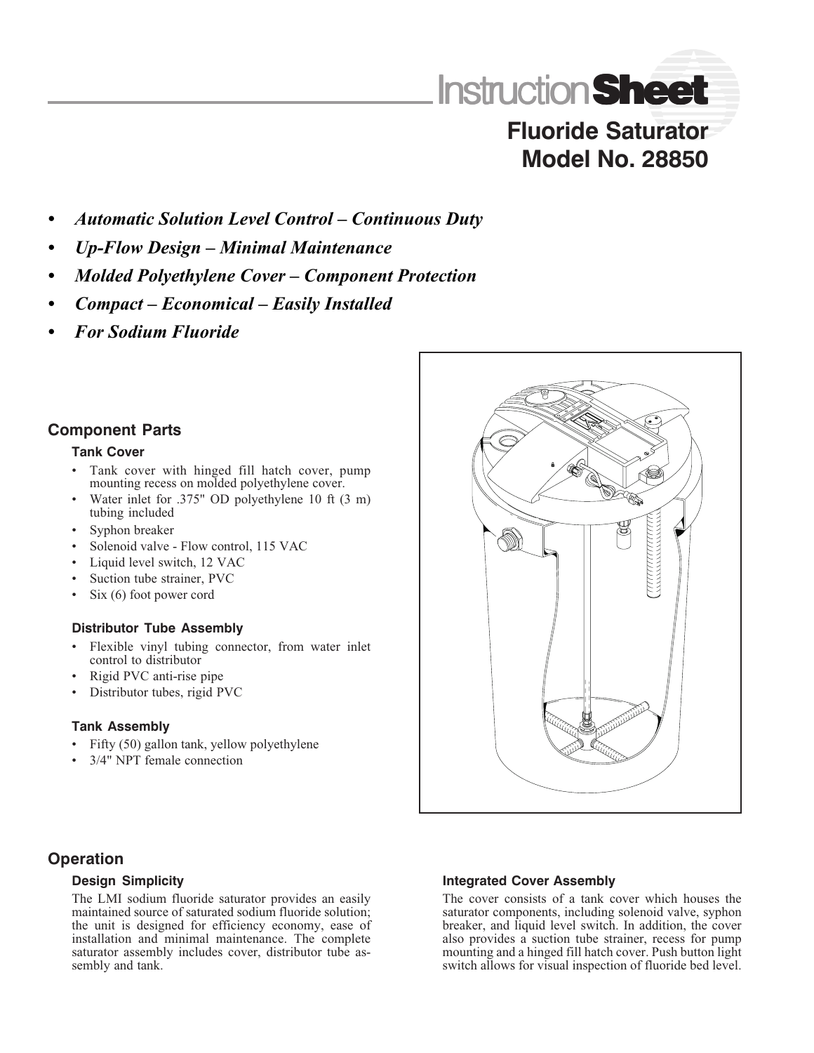# Instruction Sheet

## Fluoride Saturator Model No. 28850

- ***Automatic Solution Level Control – Continuous Duty***
- ***Up-Flow Design – Minimal Maintenance***
- ***Molded Polyethylene Cover – Component Protection***
- ***Compact – Economical – Easily Installed***
- ***For Sodium Fluoride***

## Component Parts

### Tank Cover

- Tank cover with hinged fill hatch cover, pump mounting recess on molded polyethylene cover.
- Water inlet for .375" OD polyethylene 10 ft (3 m) tubing included
- Syphon breaker
- Solenoid valve - Flow control, 115 VAC
- Liquid level switch, 12 VAC
- Suction tube strainer, PVC
- Six (6) foot power cord

### Distributor Tube Assembly

- Flexible vinyl tubing connector, from water inlet control to distributor
- Rigid PVC anti-rise pipe
- Distributor tubes, rigid PVC

### Tank Assembly

- Fifty (50) gallon tank, yellow polyethylene
- 3/4" NPT female connection

## Operation

### Design Simplicity

The LMI sodium fluoride saturator provides an easily maintained source of saturated sodium fluoride solution; the unit is designed for efficiency economy, ease of installation and minimal maintenance. The complete saturator assembly includes cover, distributor tube assembly and tank.

### Integrated Cover Assembly

The cover consists of a tank cover which houses the saturator components, including solenoid valve, syphon breaker, and liquid level switch. In addition, the cover also provides a suction tube strainer, recess for pump mounting and a hinged fill hatch cover. Push button light switch allows for visual inspection of fluoride bed level.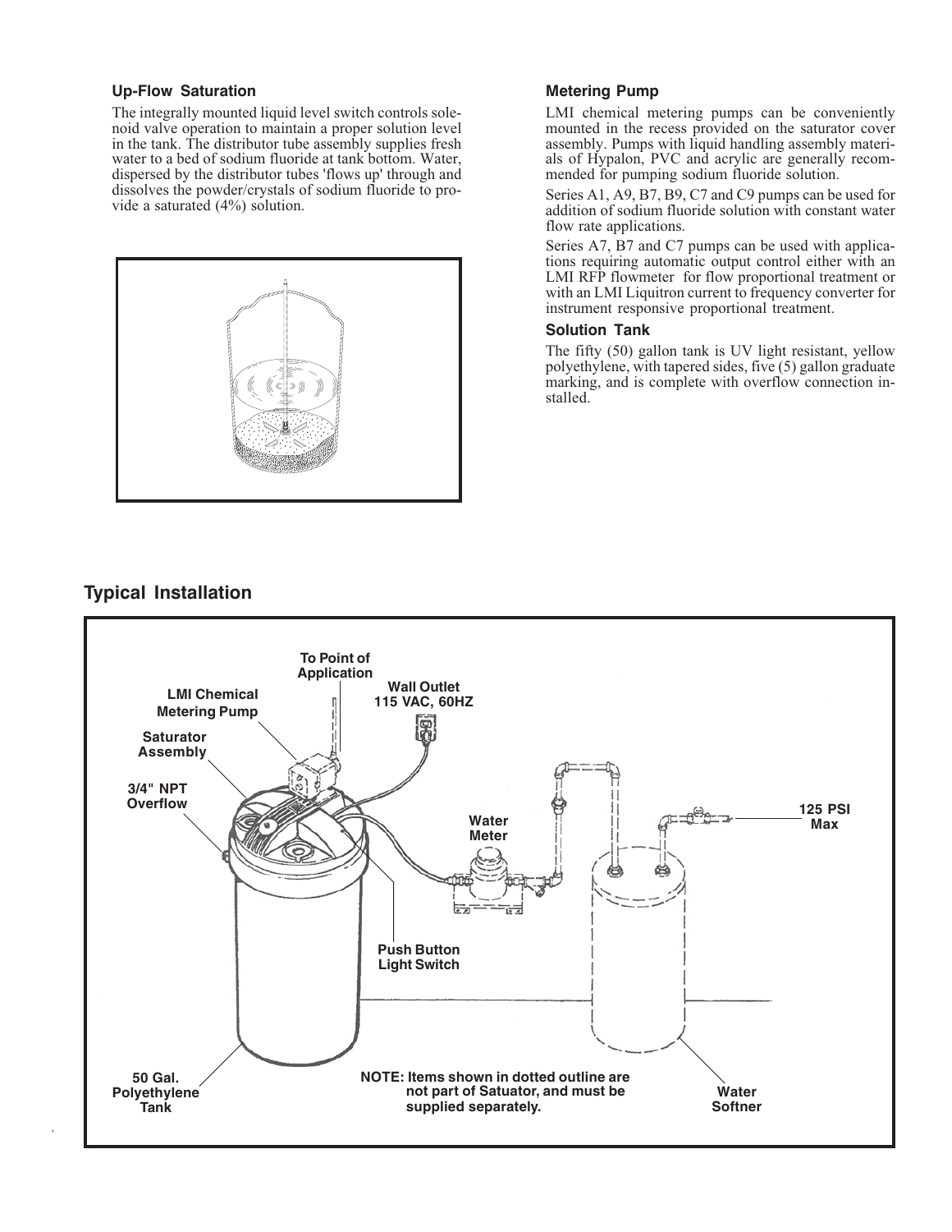### Up-Flow Saturation

The integrally mounted liquid level switch controls solenoid valve operation to maintain a proper solution level in the tank. The distributor tube assembly supplies fresh water to a bed of sodium fluoride at tank bottom. Water, dispersed by the distributor tubes 'flows up' through and dissolves the powder/crystals of sodium fluoride to provide a saturated (4%) solution.

### Metering Pump

LMI chemical metering pumps can be conveniently mounted in the recess provided on the saturator cover assembly. Pumps with liquid handling assembly materials of Hypalon, PVC and acrylic are generally recommended for pumping sodium fluoride solution.

Series A1, A9, B7, B9, C7 and C9 pumps can be used for addition of sodium fluoride solution with constant water flow rate applications.

Series A7, B7 and C7 pumps can be used with applications requiring automatic output control either with an LMI RFP flowmeter for flow proportional treatment or with an LMI Liquitron current to frequency converter for instrument responsive proportional treatment.

### Solution Tank

The fifty (50) gallon tank is UV light resistant, yellow polyethylene, with tapered sides, five (5) gallon graduate marking, and is complete with overflow connection installed.

## Typical Installation

To Point of Application

LMI Chemical Metering Pump

Wall Outlet 115 VAC, 60HZ

Saturator Assembly

3/4" NPT Overflow

Water Meter

125 PSI Max

Push Button Light Switch

50 Gal. Polyethylene Tank

NOTE: Items shown in dotted outline are not part of Satuator, and must be supplied separately.

Water Softner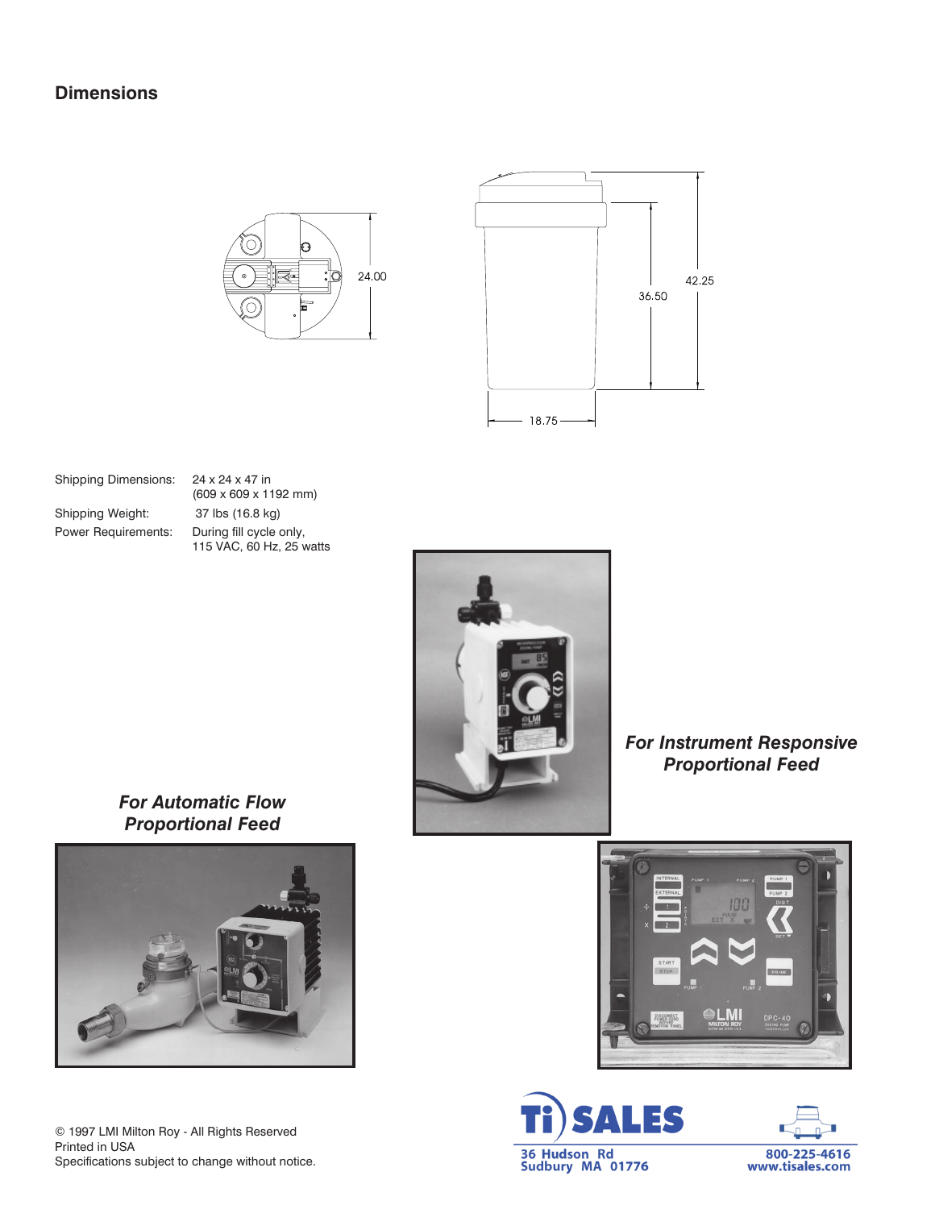## Dimensions

24.00

36.50

42.25

18.75

| | |
|---|---|
| Shipping Dimensions: | 24 x 24 x 47 in (609 x 609 x 1192 mm) |
| Shipping Weight: | 37 lbs (16.8 kg) |
| Power Requirements: | During fill cycle only, 115 VAC, 60 Hz, 25 watts |

***For Instrument Responsive Proportional Feed***

***For Automatic Flow Proportional Feed***

© 1997 LMI Milton Roy - All Rights Reserved
Printed in USA
Specifications subject to change without notice.

Ti SALES
36 Hudson Rd
Sudbury MA 01776
800-225-4616
www.tisales.com